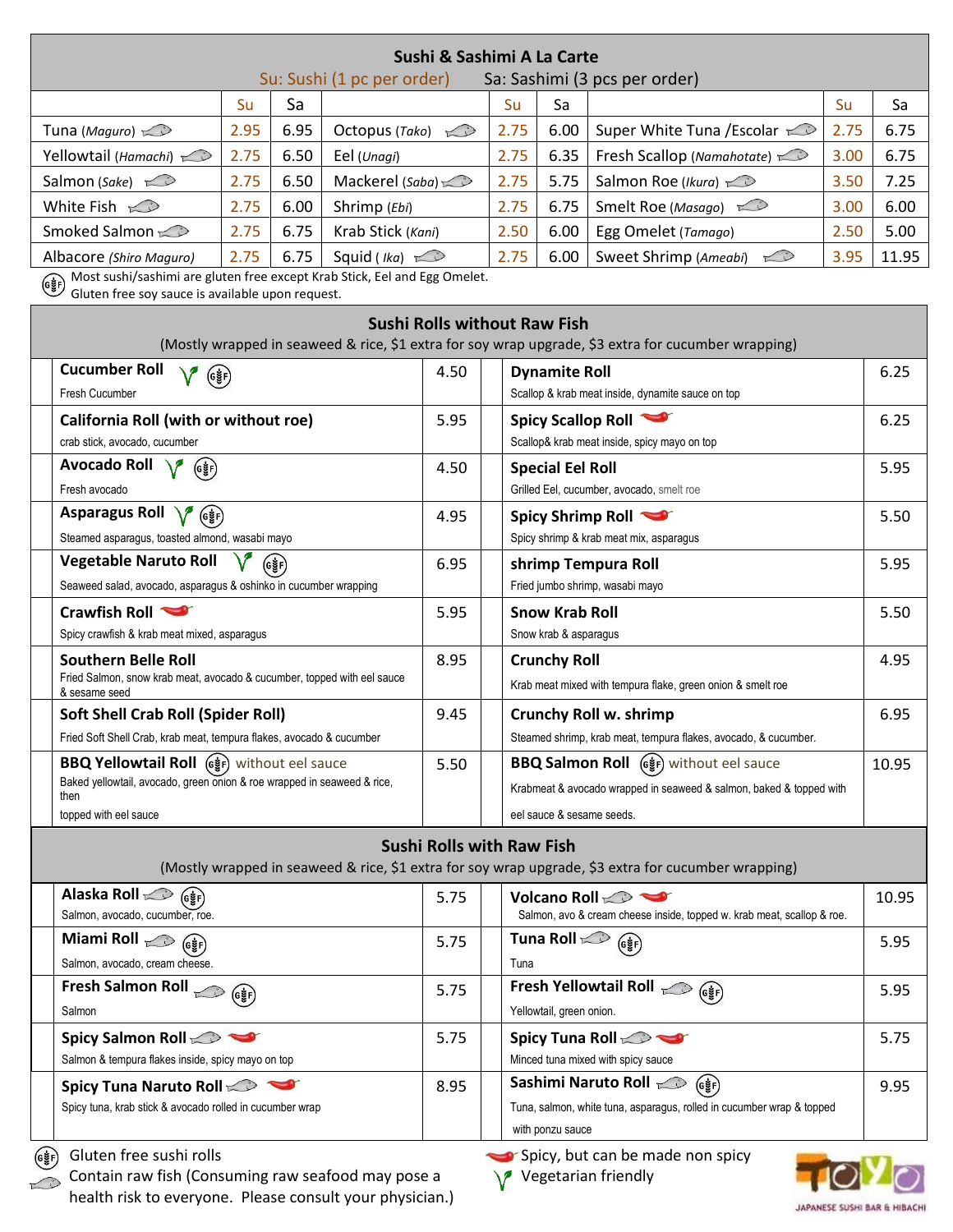## Sushi & Sashimi A La Carte

Su: Sushi (1 pc per order) Sa: Sashimi (3 pcs per order)

| | Su | Sa | | Su | Sa | | Su | Sa |
|---|---|---|---|---|---|---|---|---|
| Tuna (*Maguro*) | 2.95 | 6.95 | Octopus (*Tako*) | 2.75 | 6.00 | Super White Tuna /Escolar | 2.75 | 6.75 |
| Yellowtail (*Hamachi*) | 2.75 | 6.50 | Eel (*Unagi*) | 2.75 | 6.35 | Fresh Scallop (*Namahotate*) | 3.00 | 6.75 |
| Salmon (*Sake*) | 2.75 | 6.50 | Mackerel (*Saba*) | 2.75 | 5.75 | Salmon Roe (*Ikura*) | 3.50 | 7.25 |
| White Fish | 2.75 | 6.00 | Shrimp (*Ebi*) | 2.75 | 6.75 | Smelt Roe (*Masago*) | 3.00 | 6.00 |
| Smoked Salmon | 2.75 | 6.75 | Krab Stick (*Kani*) | 2.50 | 6.00 | Egg Omelet (*Tamago*) | 2.50 | 5.00 |
| Albacore (*Shiro Maguro*) | 2.75 | 6.75 | Squid ( *Ika*) | 2.75 | 6.00 | Sweet Shrimp (*Ameabi*) | 3.95 | 11.95 |

(GF) Most sushi/sashimi are gluten free except Krab Stick, Eel and Egg Omelet.
Gluten free soy sauce is available upon request.

## Sushi Rolls without Raw Fish

(Mostly wrapped in seaweed & rice, $1 extra for soy wrap upgrade, $3 extra for cucumber wrapping)

| Item | Price | Item | Price |
|---|---|---|---|
| **Cucumber Roll** (V) (GF)<br>Fresh Cucumber | 4.50 | **Dynamite Roll**<br>Scallop & krab meat inside, dynamite sauce on top | 6.25 |
| **California Roll (with or without roe)**<br>crab stick, avocado, cucumber | 5.95 | **Spicy Scallop Roll** (Spicy)<br>Scallop& krab meat inside, spicy mayo on top | 6.25 |
| **Avocado Roll** (V) (GF)<br>Fresh avocado | 4.50 | **Special Eel Roll**<br>Grilled Eel, cucumber, avocado, smelt roe | 5.95 |
| **Asparagus Roll** (V) (GF)<br>Steamed asparagus, toasted almond, wasabi mayo | 4.95 | **Spicy Shrimp Roll** (Spicy)<br>Spicy shrimp & krab meat mix, asparagus | 5.50 |
| **Vegetable Naruto Roll** (V) (GF)<br>Seaweed salad, avocado, asparagus & oshinko in cucumber wrapping | 6.95 | **shrimp Tempura Roll**<br>Fried jumbo shrimp, wasabi mayo | 5.95 |
| **Crawfish Roll** (Spicy)<br>Spicy crawfish & krab meat mixed, asparagus | 5.95 | **Snow Krab Roll**<br>Snow krab & asparagus | 5.50 |
| **Southern Belle Roll**<br>Fried Salmon, snow krab meat, avocado & cucumber, topped with eel sauce & sesame seed | 8.95 | **Crunchy Roll**<br>Krab meat mixed with tempura flake, green onion & smelt roe | 4.95 |
| **Soft Shell Crab Roll (Spider Roll)**<br>Fried Soft Shell Crab, krab meat, tempura flakes, avocado & cucumber | 9.45 | **Crunchy Roll w. shrimp**<br>Steamed shrimp, krab meat, tempura flakes, avocado, & cucumber. | 6.95 |
| **BBQ Yellowtail Roll** (GF) without eel sauce<br>Baked yellowtail, avocado, green onion & roe wrapped in seaweed & rice, then topped with eel sauce | 5.50 | **BBQ Salmon Roll** (GF) without eel sauce<br>Krabmeat & avocado wrapped in seaweed & salmon, baked & topped with eel sauce & sesame seeds. | 10.95 |

## Sushi Rolls with Raw Fish

(Mostly wrapped in seaweed & rice, $1 extra for soy wrap upgrade, $3 extra for cucumber wrapping)

| Item | Price | Item | Price |
|---|---|---|---|
| **Alaska Roll** (Raw) (GF)<br>Salmon, avocado, cucumber, roe. | 5.75 | **Volcano Roll** (Raw) (Spicy)<br>Salmon, avo & cream cheese inside, topped w. krab meat, scallop & roe. | 10.95 |
| **Miami Roll** (Raw) (GF)<br>Salmon, avocado, cream cheese. | 5.75 | **Tuna Roll** (Raw) (GF)<br>Tuna | 5.95 |
| **Fresh Salmon Roll** (Raw) (GF)<br>Salmon | 5.75 | **Fresh Yellowtail Roll** (Raw) (GF)<br>Yellowtail, green onion. | 5.95 |
| **Spicy Salmon Roll** (Raw) (Spicy)<br>Salmon & tempura flakes inside, spicy mayo on top | 5.75 | **Spicy Tuna Roll** (Raw) (Spicy)<br>Minced tuna mixed with spicy sauce | 5.75 |
| **Spicy Tuna Naruto Roll** (Raw) (Spicy)<br>Spicy tuna, krab stick & avocado rolled in cucumber wrap | 8.95 | **Sashimi Naruto Roll** (Raw) (GF)<br>Tuna, salmon, white tuna, asparagus, rolled in cucumber wrap & topped with ponzu sauce | 9.95 |

(GF) Gluten free sushi rolls
(Raw) Contain raw fish (Consuming raw seafood may pose a health risk to everyone. Please consult your physician.)
(Spicy) Spicy, but can be made non spicy
(V) Vegetarian friendly

TOYO
JAPANESE SUSHI BAR & HIBACHI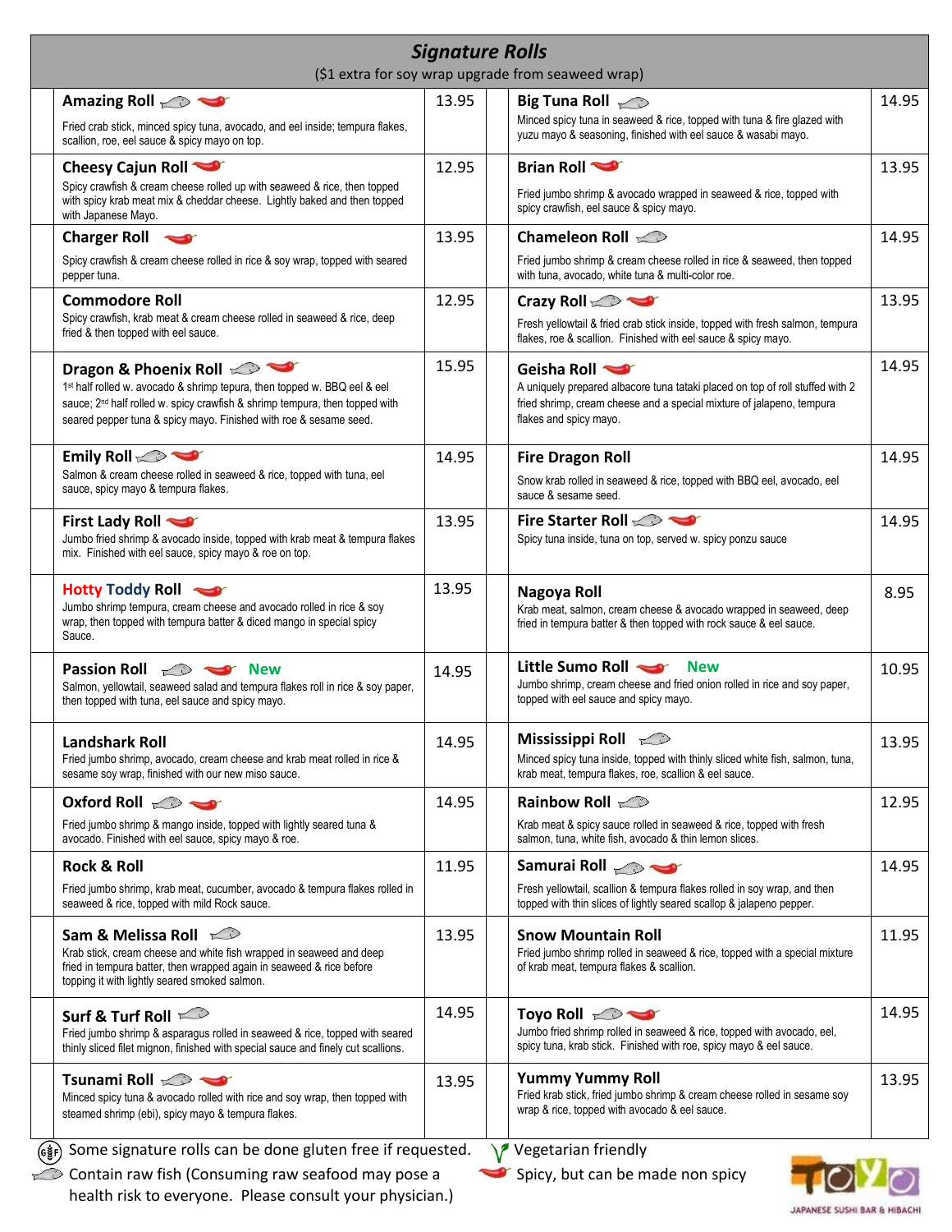## *Signature Rolls*

($1 extra for soy wrap upgrade from seaweed wrap)

| | | | |
|---|---|---|---|
| **Amazing Roll** 🐟 🌶<br>Fried crab stick, minced spicy tuna, avocado, and eel inside; tempura flakes, scallion, roe, eel sauce & spicy mayo on top. | 13.95 | **Big Tuna Roll** 🐟<br>Minced spicy tuna in seaweed & rice, topped with tuna & fire glazed with yuzu mayo & seasoning, finished with eel sauce & wasabi mayo. | 14.95 |
| **Cheesy Cajun Roll** 🌶<br>Spicy crawfish & cream cheese rolled up with seaweed & rice, then topped with spicy krab meat mix & cheddar cheese. Lightly baked and then topped with Japanese Mayo. | 12.95 | **Brian Roll** 🌶<br>Fried jumbo shrimp & avocado wrapped in seaweed & rice, topped with spicy crawfish, eel sauce & spicy mayo. | 13.95 |
| **Charger Roll** 🌶<br>Spicy crawfish & cream cheese rolled in rice & soy wrap, topped with seared pepper tuna. | 13.95 | **Chameleon Roll** 🐟<br>Fried jumbo shrimp & cream cheese rolled in rice & seaweed, then topped with tuna, avocado, white tuna & multi-color roe. | 14.95 |
| **Commodore Roll**<br>Spicy crawfish, krab meat & cream cheese rolled in seaweed & rice, deep fried & then topped with eel sauce. | 12.95 | **Crazy Roll** 🐟 🌶<br>Fresh yellowtail & fried crab stick inside, topped with fresh salmon, tempura flakes, roe & scallion. Finished with eel sauce & spicy mayo. | 13.95 |
| **Dragon & Phoenix Roll** 🐟 🌶<br>1st half rolled w. avocado & shrimp tepura, then topped w. BBQ eel & eel sauce; 2nd half rolled w. spicy crawfish & shrimp tempura, then topped with seared pepper tuna & spicy mayo. Finished with roe & sesame seed. | 15.95 | **Geisha Roll** 🌶<br>A uniquely prepared albacore tuna tataki placed on top of roll stuffed with 2 fried shrimp, cream cheese and a special mixture of jalapeno, tempura flakes and spicy mayo. | 14.95 |
| **Emily Roll** 🐟 🌶<br>Salmon & cream cheese rolled in seaweed & rice, topped with tuna, eel sauce, spicy mayo & tempura flakes. | 14.95 | **Fire Dragon Roll**<br>Snow krab rolled in seaweed & rice, topped with BBQ eel, avocado, eel sauce & sesame seed. | 14.95 |
| **First Lady Roll** 🌶<br>Jumbo fried shrimp & avocado inside, topped with krab meat & tempura flakes mix. Finished with eel sauce, spicy mayo & roe on top. | 13.95 | **Fire Starter Roll** 🐟 🌶<br>Spicy tuna inside, tuna on top, served w. spicy ponzu sauce | 14.95 |
| **Hotty Toddy Roll** 🌶<br>Jumbo shrimp tempura, cream cheese and avocado rolled in rice & soy wrap, then topped with tempura batter & diced mango in special spicy Sauce. | 13.95 | **Nagoya Roll**<br>Krab meat, salmon, cream cheese & avocado wrapped in seaweed, deep fried in tempura batter & then topped with rock sauce & eel sauce. | 8.95 |
| **Passion Roll** 🐟 🌶 **New**<br>Salmon, yellowtail, seaweed salad and tempura flakes roll in rice & soy paper, then topped with tuna, eel sauce and spicy mayo. | 14.95 | **Little Sumo Roll** 🌶 **New**<br>Jumbo shrimp, cream cheese and fried onion rolled in rice and soy paper, topped with eel sauce and spicy mayo. | 10.95 |
| **Landshark Roll**<br>Fried jumbo shrimp, avocado, cream cheese and krab meat rolled in rice & sesame soy wrap, finished with our new miso sauce. | 14.95 | **Mississippi Roll** 🐟<br>Minced spicy tuna inside, topped with thinly sliced white fish, salmon, tuna, krab meat, tempura flakes, roe, scallion & eel sauce. | 13.95 |
| **Oxford Roll** 🐟 🌶<br>Fried jumbo shrimp & mango inside, topped with lightly seared tuna & avocado. Finished with eel sauce, spicy mayo & roe. | 14.95 | **Rainbow Roll** 🐟<br>Krab meat & spicy sauce rolled in seaweed & rice, topped with fresh salmon, tuna, white fish, avocado & thin lemon slices. | 12.95 |
| **Rock & Roll**<br>Fried jumbo shrimp, krab meat, cucumber, avocado & tempura flakes rolled in seaweed & rice, topped with mild Rock sauce. | 11.95 | **Samurai Roll** 🐟 🌶<br>Fresh yellowtail, scallion & tempura flakes rolled in soy wrap, and then topped with thin slices of lightly seared scallop & jalapeno pepper. | 14.95 |
| **Sam & Melissa Roll** 🐟<br>Krab stick, cream cheese and white fish wrapped in seaweed and deep fried in tempura batter, then wrapped again in seaweed & rice before topping it with lightly seared smoked salmon. | 13.95 | **Snow Mountain Roll**<br>Fried jumbo shrimp rolled in seaweed & rice, topped with a special mixture of krab meat, tempura flakes & scallion. | 11.95 |
| **Surf & Turf Roll** 🐟<br>Fried jumbo shrimp & asparagus rolled in seaweed & rice, topped with seared thinly sliced filet mignon, finished with special sauce and finely cut scallions. | 14.95 | **Toyo Roll** 🐟 🌶<br>Jumbo fried shrimp rolled in seaweed & rice, topped with avocado, eel, spicy tuna, krab stick. Finished with roe, spicy mayo & eel sauce. | 14.95 |
| **Tsunami Roll** 🐟 🌶<br>Minced spicy tuna & avocado rolled with rice and soy wrap, then topped with steamed shrimp (ebi), spicy mayo & tempura flakes. | 13.95 | **Yummy Yummy Roll**<br>Fried krab stick, fried jumbo shrimp & cream cheese rolled in sesame soy wrap & rice, topped with avocado & eel sauce. | 13.95 |

(GF) Some signature rolls can be done gluten free if requested.

🌱 Vegetarian friendly

🐟 Contain raw fish (Consuming raw seafood may pose a health risk to everyone. Please consult your physician.)

🌶 Spicy, but can be made non spicy

TOYO JAPANESE SUSHI BAR & HIBACHI